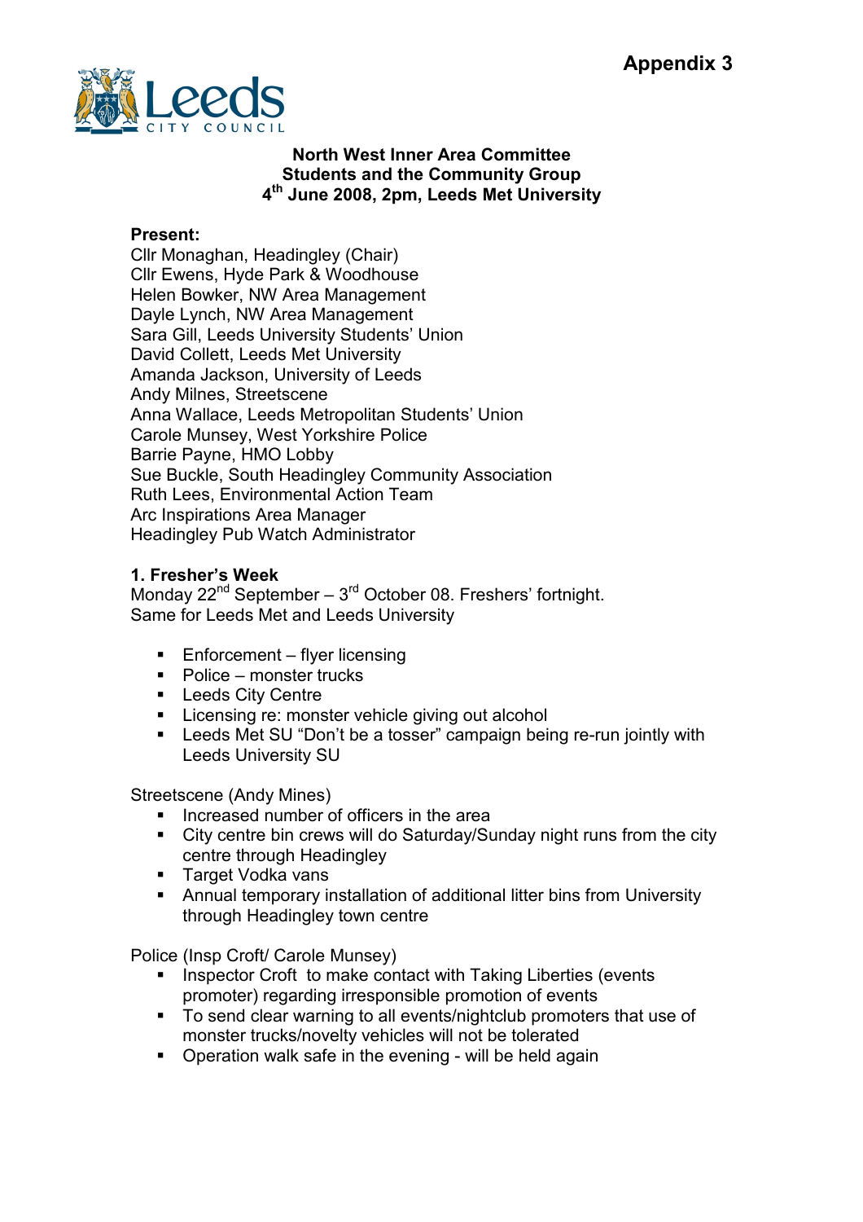Appendix 3

**Leeds** CITY COUNCIL

**North West Inner Area Committee**
**Students and the Community Group**
**4th June 2008, 2pm, Leeds Met University**

**Present:**
Cllr Monaghan, Headingley (Chair)
Cllr Ewens, Hyde Park & Woodhouse
Helen Bowker, NW Area Management
Dayle Lynch, NW Area Management
Sara Gill, Leeds University Students' Union
David Collett, Leeds Met University
Amanda Jackson, University of Leeds
Andy Milnes, Streetscene
Anna Wallace, Leeds Metropolitan Students' Union
Carole Munsey, West Yorkshire Police
Barrie Payne, HMO Lobby
Sue Buckle, South Headingley Community Association
Ruth Lees, Environmental Action Team
Arc Inspirations Area Manager
Headingley Pub Watch Administrator

**1. Fresher's Week**
Monday 22nd September – 3rd October 08. Freshers' fortnight.
Same for Leeds Met and Leeds University

- Enforcement – flyer licensing
- Police – monster trucks
- Leeds City Centre
- Licensing re: monster vehicle giving out alcohol
- Leeds Met SU "Don't be a tosser" campaign being re-run jointly with Leeds University SU

Streetscene (Andy Mines)
- Increased number of officers in the area
- City centre bin crews will do Saturday/Sunday night runs from the city centre through Headingley
- Target Vodka vans
- Annual temporary installation of additional litter bins from University through Headingley town centre

Police (Insp Croft/ Carole Munsey)
- Inspector Croft to make contact with Taking Liberties (events promoter) regarding irresponsible promotion of events
- To send clear warning to all events/nightclub promoters that use of monster trucks/novelty vehicles will not be tolerated
- Operation walk safe in the evening - will be held again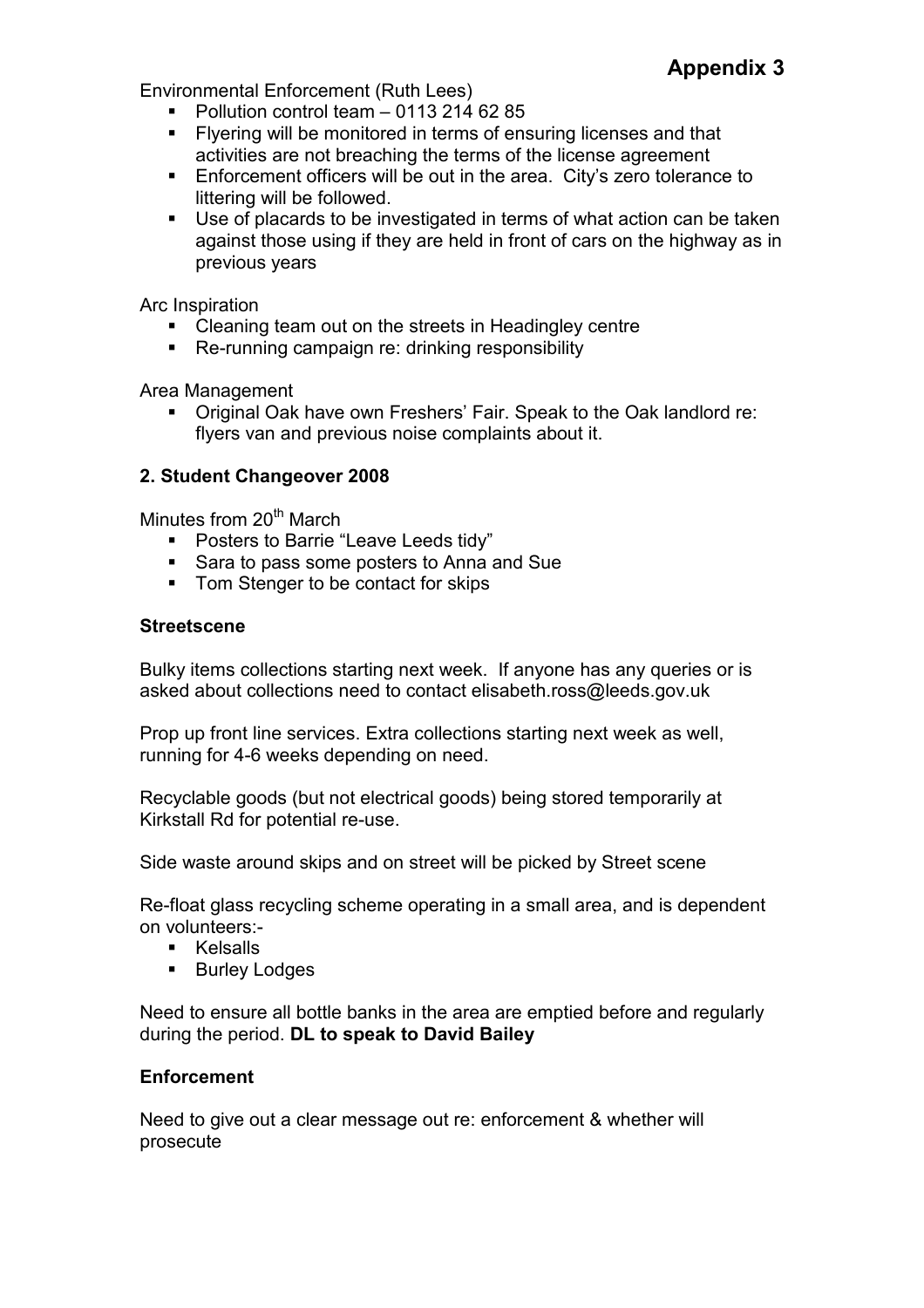**Appendix 3**

Environmental Enforcement (Ruth Lees)

- Pollution control team – 0113 214 62 85
- Flyering will be monitored in terms of ensuring licenses and that activities are not breaching the terms of the license agreement
- Enforcement officers will be out in the area. City's zero tolerance to littering will be followed.
- Use of placards to be investigated in terms of what action can be taken against those using if they are held in front of cars on the highway as in previous years

Arc Inspiration

- Cleaning team out on the streets in Headingley centre
- Re-running campaign re: drinking responsibility

Area Management

- Original Oak have own Freshers' Fair. Speak to the Oak landlord re: flyers van and previous noise complaints about it.

**2. Student Changeover 2008**

Minutes from 20th March

- Posters to Barrie "Leave Leeds tidy"
- Sara to pass some posters to Anna and Sue
- Tom Stenger to be contact for skips

**Streetscene**

Bulky items collections starting next week. If anyone has any queries or is asked about collections need to contact elisabeth.ross@leeds.gov.uk

Prop up front line services. Extra collections starting next week as well, running for 4-6 weeks depending on need.

Recyclable goods (but not electrical goods) being stored temporarily at Kirkstall Rd for potential re-use.

Side waste around skips and on street will be picked by Street scene

Re-float glass recycling scheme operating in a small area, and is dependent on volunteers:-

- Kelsalls
- Burley Lodges

Need to ensure all bottle banks in the area are emptied before and regularly during the period. **DL to speak to David Bailey**

**Enforcement**

Need to give out a clear message out re: enforcement & whether will prosecute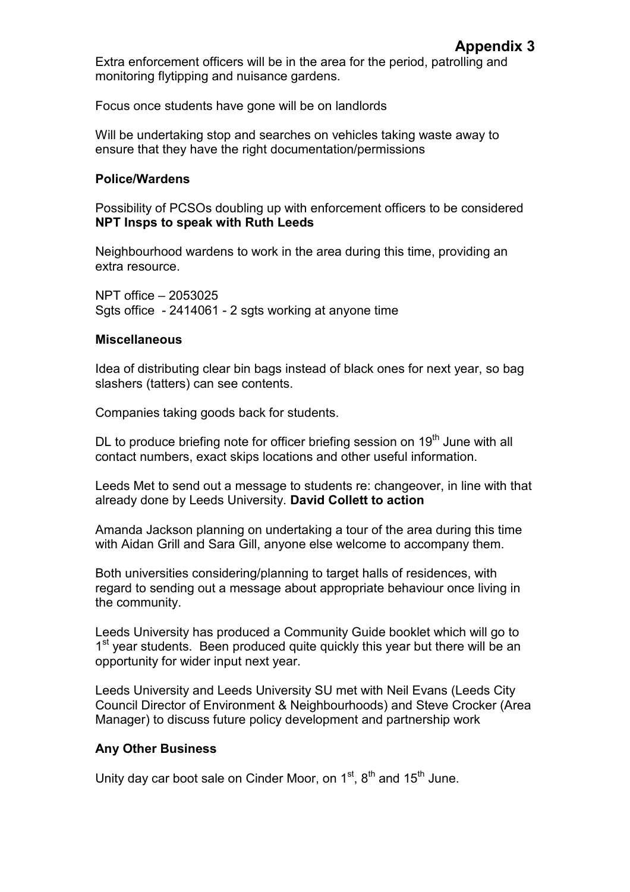**Appendix 3**

Extra enforcement officers will be in the area for the period, patrolling and monitoring flytipping and nuisance gardens.

Focus once students have gone will be on landlords

Will be undertaking stop and searches on vehicles taking waste away to ensure that they have the right documentation/permissions

**Police/Wardens**

Possibility of PCSOs doubling up with enforcement officers to be considered **NPT Insps to speak with Ruth Leeds**

Neighbourhood wardens to work in the area during this time, providing an extra resource.

NPT office – 2053025
Sgts office - 2414061 - 2 sgts working at anyone time

**Miscellaneous**

Idea of distributing clear bin bags instead of black ones for next year, so bag slashers (tatters) can see contents.

Companies taking goods back for students.

DL to produce briefing note for officer briefing session on 19th June with all contact numbers, exact skips locations and other useful information.

Leeds Met to send out a message to students re: changeover, in line with that already done by Leeds University. **David Collett to action**

Amanda Jackson planning on undertaking a tour of the area during this time with Aidan Grill and Sara Gill, anyone else welcome to accompany them.

Both universities considering/planning to target halls of residences, with regard to sending out a message about appropriate behaviour once living in the community.

Leeds University has produced a Community Guide booklet which will go to 1st year students. Been produced quite quickly this year but there will be an opportunity for wider input next year.

Leeds University and Leeds University SU met with Neil Evans (Leeds City Council Director of Environment & Neighbourhoods) and Steve Crocker (Area Manager) to discuss future policy development and partnership work

**Any Other Business**

Unity day car boot sale on Cinder Moor, on 1st, 8th and 15th June.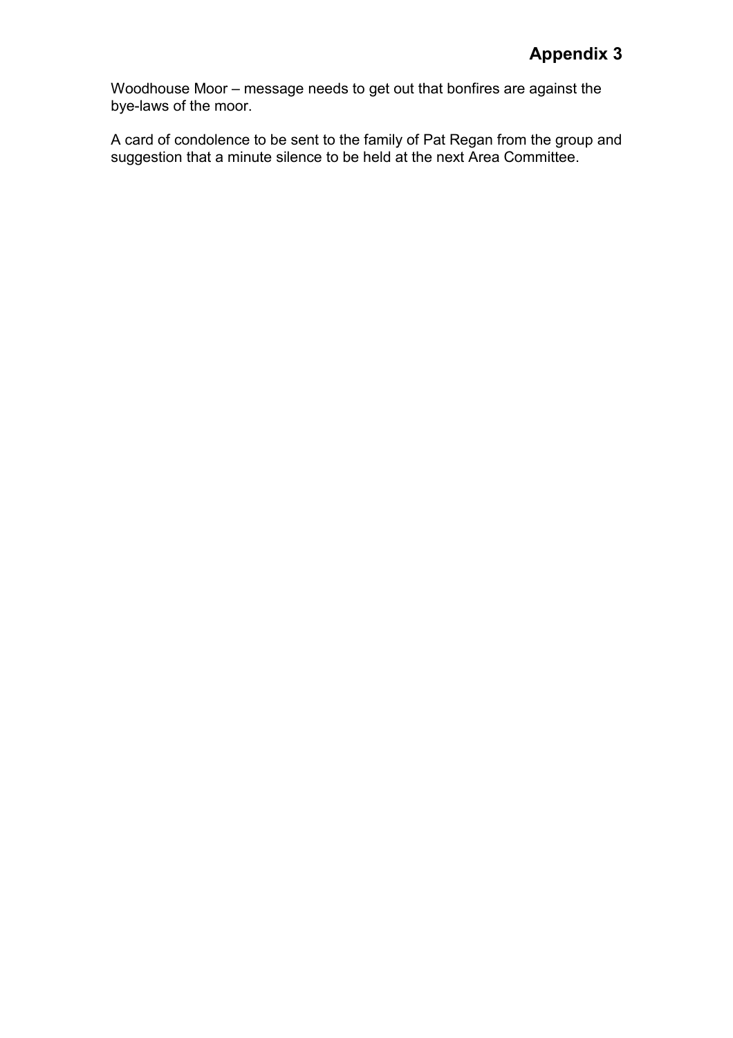# Appendix 3

Woodhouse Moor – message needs to get out that bonfires are against the bye-laws of the moor.

A card of condolence to be sent to the family of Pat Regan from the group and suggestion that a minute silence to be held at the next Area Committee.